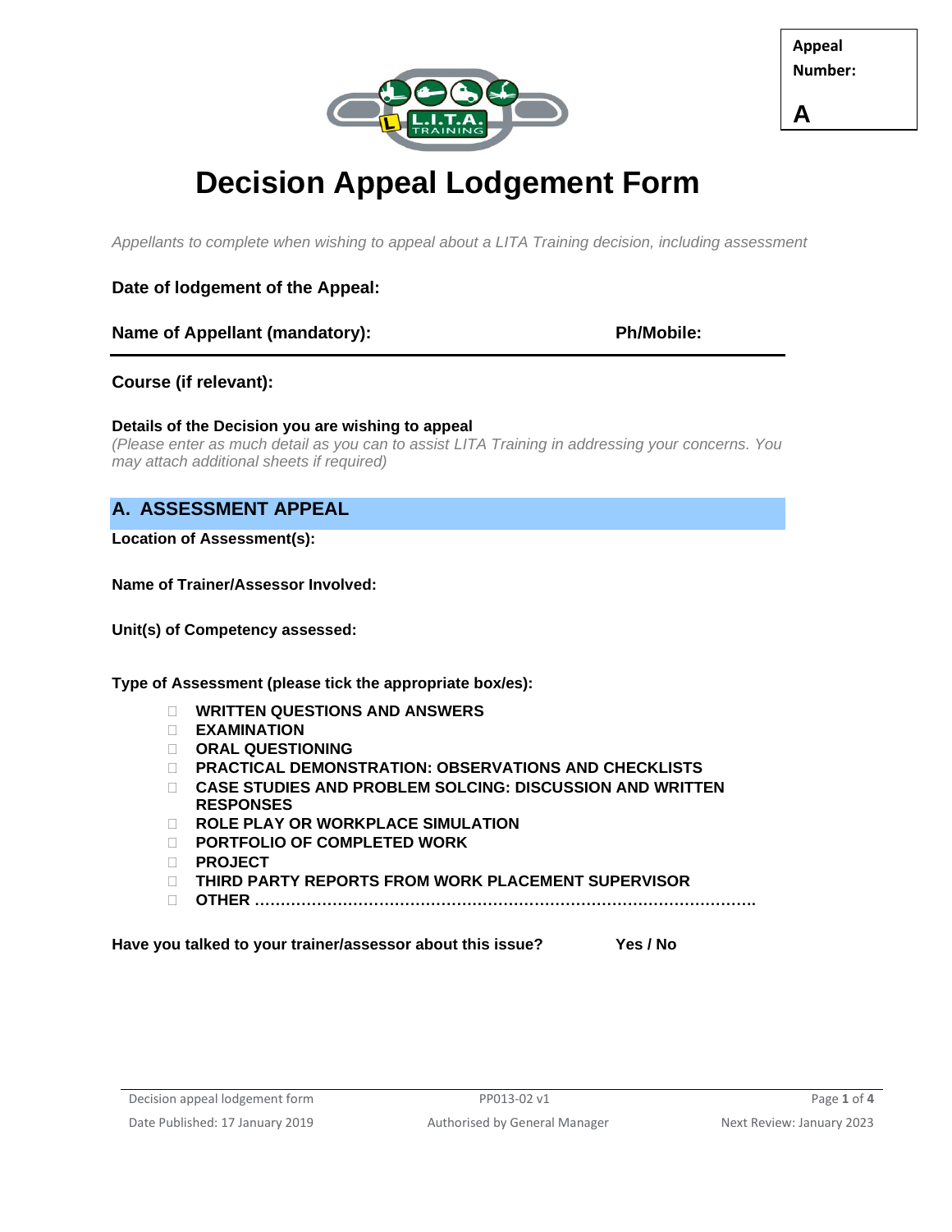| Appeal Number: |
| --- |
| A |

# Decision Appeal Lodgement Form

*Appellants to complete when wishing to appeal about a LITA Training decision, including assessment*

**Date of lodgement of the Appeal:**

**Name of Appellant (mandatory):** **Ph/Mobile:**

**Course (if relevant):**

**Details of the Decision you are wishing to appeal**
*(Please enter as much detail as you can to assist LITA Training in addressing your concerns. You may attach additional sheets if required)*

## A. ASSESSMENT APPEAL

**Location of Assessment(s):**

**Name of Trainer/Assessor Involved:**

**Unit(s) of Competency assessed:**

**Type of Assessment (please tick the appropriate box/es):**

- ☐ **WRITTEN QUESTIONS AND ANSWERS**
- ☐ **EXAMINATION**
- ☐ **ORAL QUESTIONING**
- ☐ **PRACTICAL DEMONSTRATION: OBSERVATIONS AND CHECKLISTS**
- ☐ **CASE STUDIES AND PROBLEM SOLCING: DISCUSSION AND WRITTEN RESPONSES**
- ☐ **ROLE PLAY OR WORKPLACE SIMULATION**
- ☐ **PORTFOLIO OF COMPLETED WORK**
- ☐ **PROJECT**
- ☐ **THIRD PARTY REPORTS FROM WORK PLACEMENT SUPERVISOR**
- ☐ **OTHER ……………………………………………………………………………………….**

**Have you talked to your trainer/assessor about this issue?** **Yes / No**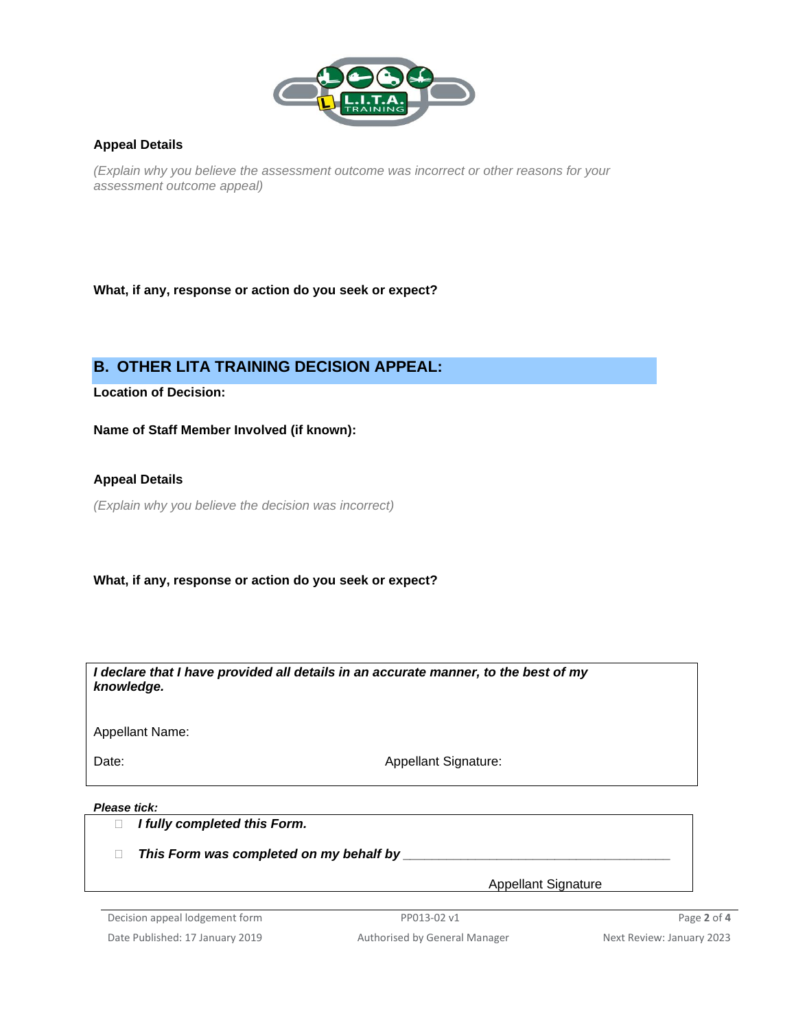**Appeal Details**

*(Explain why you believe the assessment outcome was incorrect or other reasons for your assessment outcome appeal)*

**What, if any, response or action do you seek or expect?**

## B. OTHER LITA TRAINING DECISION APPEAL:

**Location of Decision:**

**Name of Staff Member Involved (if known):**

**Appeal Details**

*(Explain why you believe the decision was incorrect)*

**What, if any, response or action do you seek or expect?**

***I declare that I have provided all details in an accurate manner, to the best of my knowledge.***

Appellant Name:

Date: Appellant Signature:

***Please tick:***

- ☐ ***I fully completed this Form.***
- ☐ ***This Form was completed on my behalf by*** ________________________________________

Appellant Signature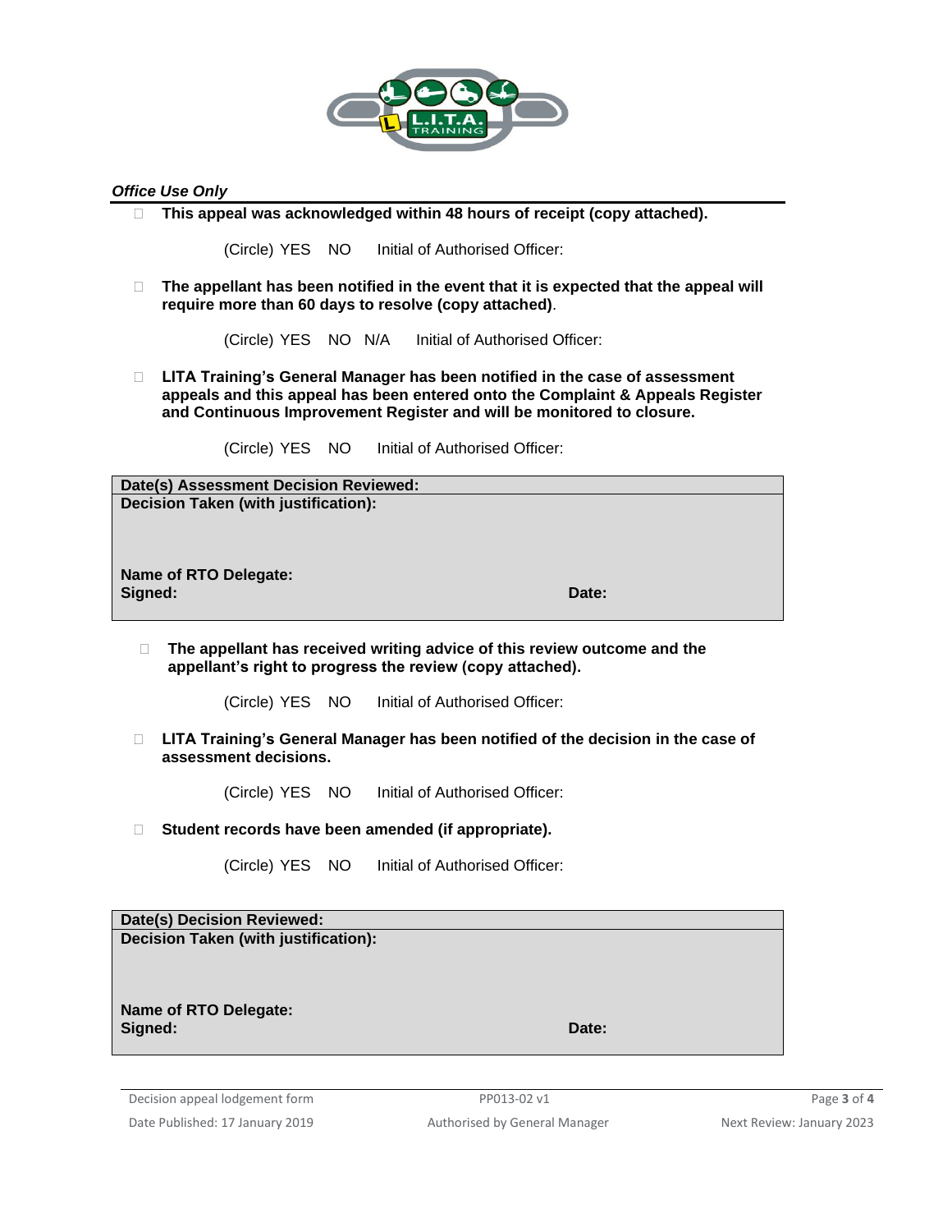***Office Use Only***

- ☐ **This appeal was acknowledged within 48 hours of receipt (copy attached).**

  (Circle) YES NO Initial of Authorised Officer:

- ☐ **The appellant has been notified in the event that it is expected that the appeal will require more than 60 days to resolve (copy attached)**.

  (Circle) YES NO N/A Initial of Authorised Officer:

- ☐ **LITA Training's General Manager has been notified in the case of assessment appeals and this appeal has been entered onto the Complaint & Appeals Register and Continuous Improvement Register and will be monitored to closure.**

  (Circle) YES NO Initial of Authorised Officer:

| **Date(s) Assessment Decision Reviewed:** | |
|---|---|
| **Decision Taken (with justification):**<br><br><br>**Name of RTO Delegate:**<br>**Signed:** | **Date:** |

- ☐ **The appellant has received writing advice of this review outcome and the appellant's right to progress the review (copy attached).**

  (Circle) YES NO Initial of Authorised Officer:

- ☐ **LITA Training's General Manager has been notified of the decision in the case of assessment decisions.**

  (Circle) YES NO Initial of Authorised Officer:

- ☐ **Student records have been amended (if appropriate).**

  (Circle) YES NO Initial of Authorised Officer:

| **Date(s) Decision Reviewed:** | |
|---|---|
| **Decision Taken (with justification):**<br><br><br>**Name of RTO Delegate:**<br>**Signed:** | **Date:** |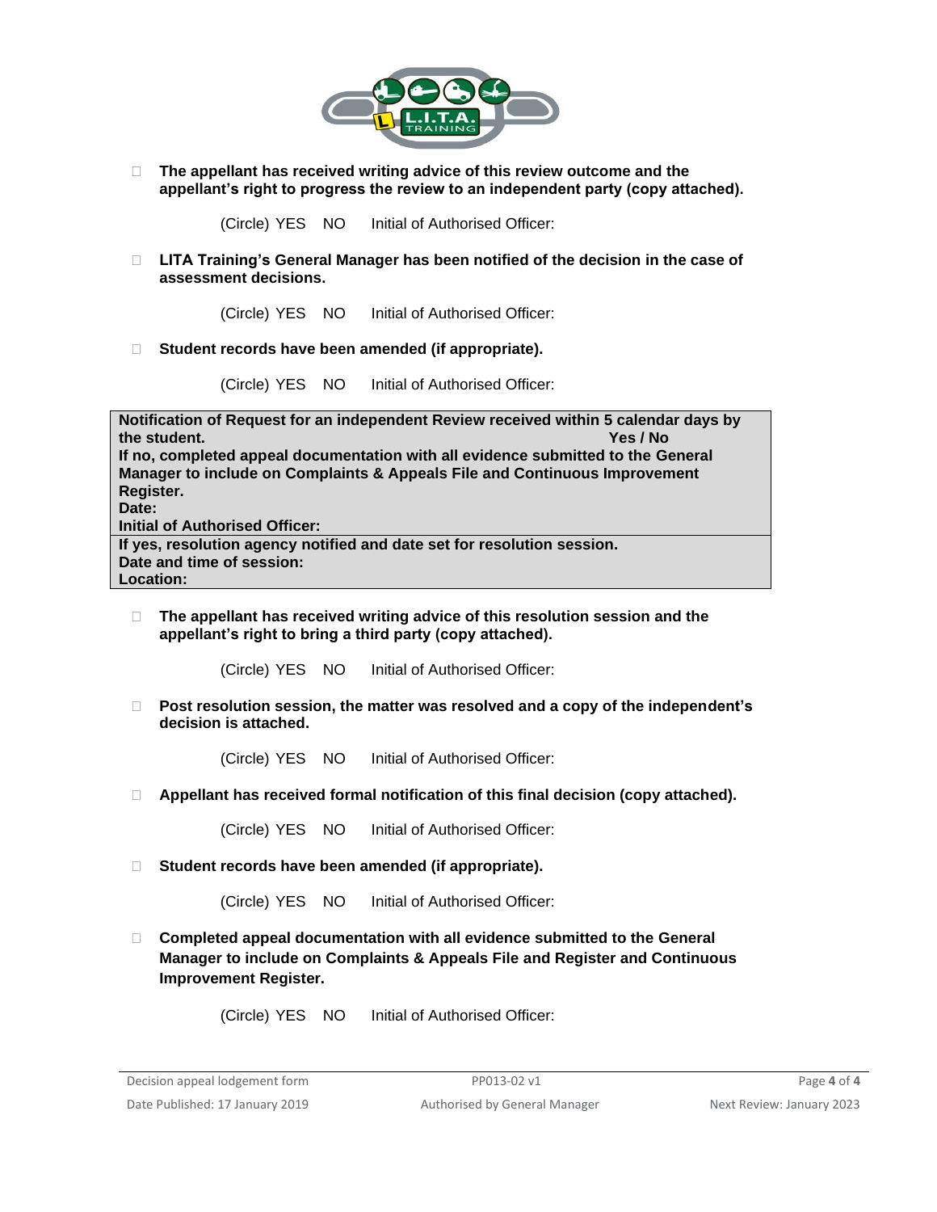- **The appellant has received writing advice of this review outcome and the appellant's right to progress the review to an independent party (copy attached).**

  (Circle) YES NO Initial of Authorised Officer:

- **LITA Training's General Manager has been notified of the decision in the case of assessment decisions.**

  (Circle) YES NO Initial of Authorised Officer:

- **Student records have been amended (if appropriate).**

  (Circle) YES NO Initial of Authorised Officer:

| |
|---|
| **Notification of Request for an independent Review received within 5 calendar days by the student. Yes / No**<br>**If no, completed appeal documentation with all evidence submitted to the General Manager to include on Complaints & Appeals File and Continuous Improvement Register.**<br>**Date:**<br>**Initial of Authorised Officer:** |
| **If yes, resolution agency notified and date set for resolution session.**<br>**Date and time of session:**<br>**Location:** |

- **The appellant has received writing advice of this resolution session and the appellant's right to bring a third party (copy attached).**

  (Circle) YES NO Initial of Authorised Officer:

- **Post resolution session, the matter was resolved and a copy of the independent's decision is attached.**

  (Circle) YES NO Initial of Authorised Officer:

- **Appellant has received formal notification of this final decision (copy attached).**

  (Circle) YES NO Initial of Authorised Officer:

- **Student records have been amended (if appropriate).**

  (Circle) YES NO Initial of Authorised Officer:

- **Completed appeal documentation with all evidence submitted to the General Manager to include on Complaints & Appeals File and Register and Continuous Improvement Register.**

  (Circle) YES NO Initial of Authorised Officer: